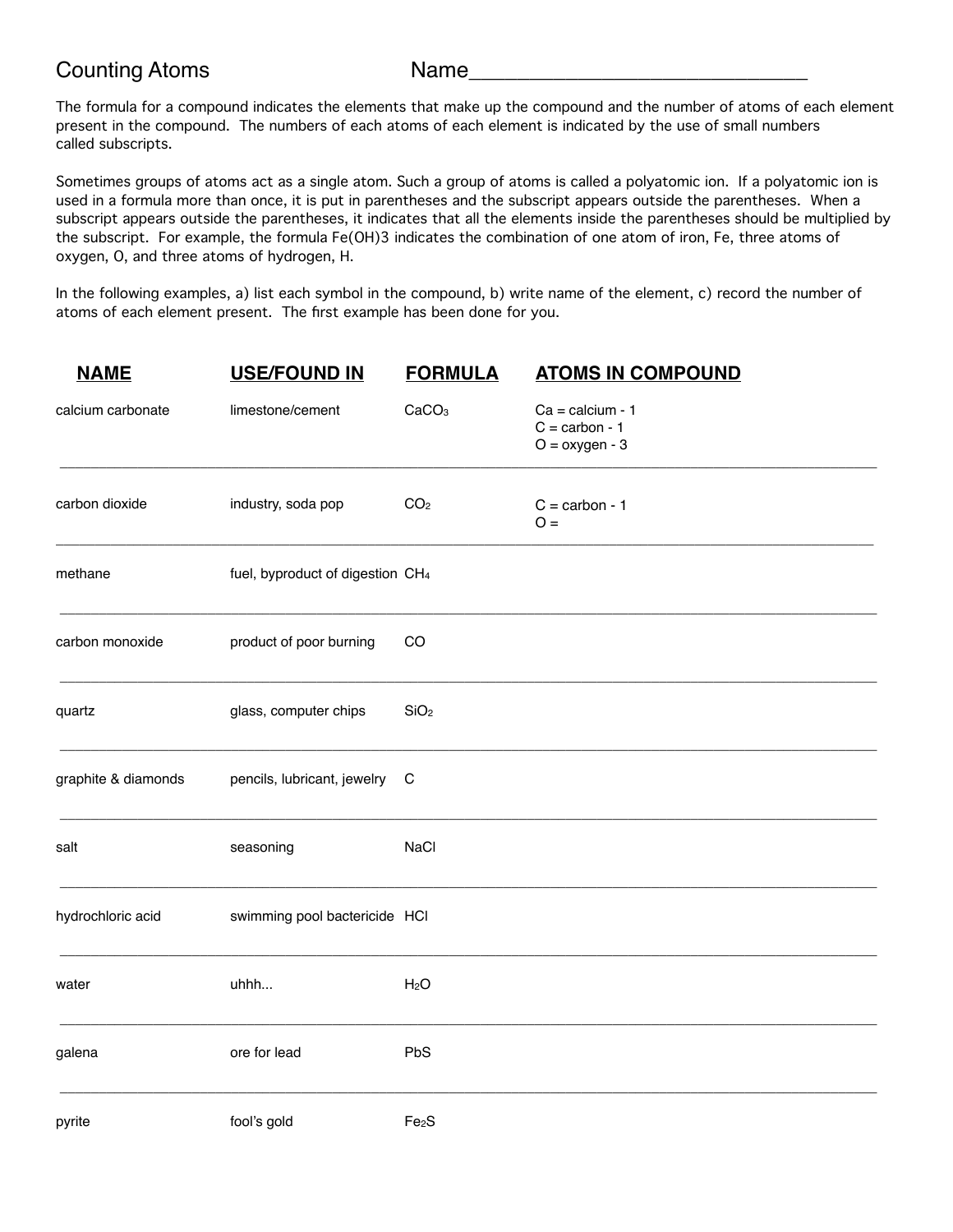# Counting Atoms

Name______________________________

The formula for a compound indicates the elements that make up the compound and the number of atoms of each element present in the compound. The numbers of each atoms of each element is indicated by the use of small numbers called subscripts.

Sometimes groups of atoms act as a single atom. Such a group of atoms is called a polyatomic ion. If a polyatomic ion is used in a formula more than once, it is put in parentheses and the subscript appears outside the parentheses. When a subscript appears outside the parentheses, it indicates that all the elements inside the parentheses should be multiplied by the subscript. For example, the formula Fe(OH)3 indicates the combination of one atom of iron, Fe, three atoms of oxygen, O, and three atoms of hydrogen, H.

In the following examples, a) list each symbol in the compound, b) write name of the element, c) record the number of atoms of each element present. The first example has been done for you.

| NAME | USE/FOUND IN | FORMULA | ATOMS IN COMPOUND |
| --- | --- | --- | --- |
| calcium carbonate | limestone/cement | $CaCO_3$ | Ca = calcium - 1<br>C = carbon - 1<br>O = oxygen - 3 |
| carbon dioxide | industry, soda pop | $CO_2$ | C = carbon - 1<br>O = |
| methane | fuel, byproduct of digestion | $CH_4$ | |
| carbon monoxide | product of poor burning | CO | |
| quartz | glass, computer chips | $SiO_2$ | |
| graphite & diamonds | pencils, lubricant, jewelry | C | |
| salt | seasoning | NaCl | |
| hydrochloric acid | swimming pool bactericide | HCl | |
| water | uhhh... | $H_2O$ | |
| galena | ore for lead | PbS | |
| pyrite | fool's gold | $Fe_2S$ | |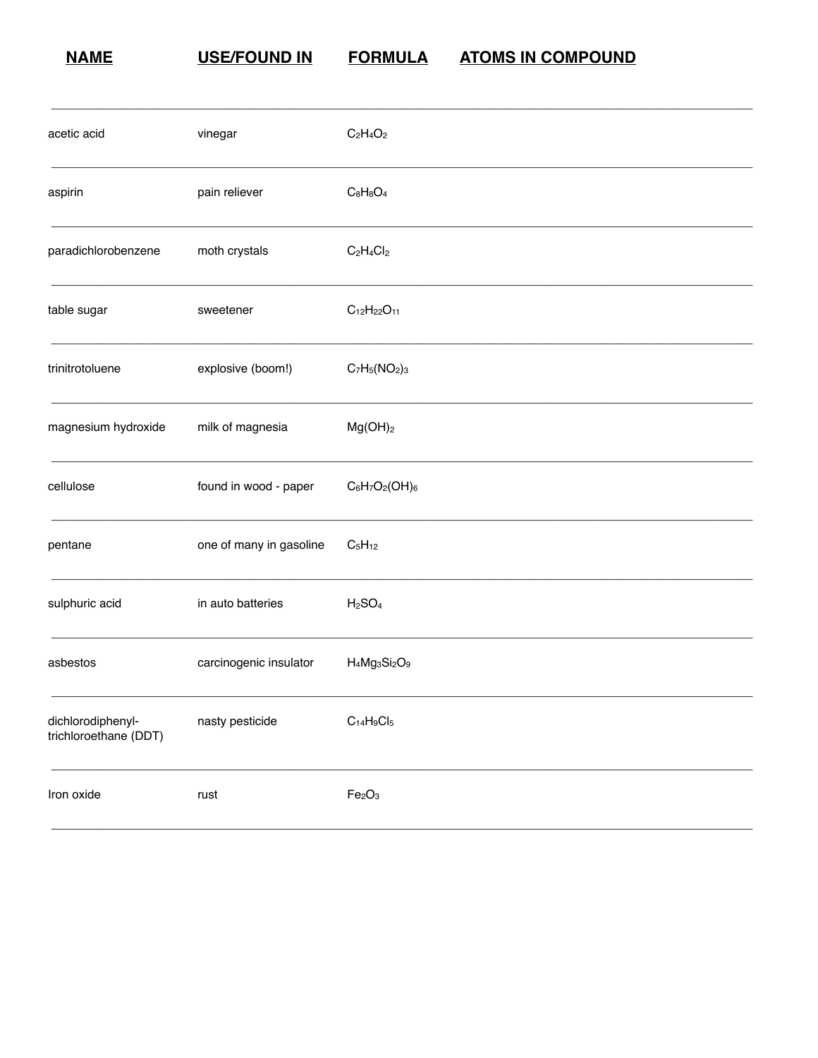| NAME | USE/FOUND IN | FORMULA | ATOMS IN COMPOUND |
|---|---|---|---|
| acetic acid | vinegar | $C_2H_4O_2$ | |
| aspirin | pain reliever | $C_8H_8O_4$ | |
| paradichlorobenzene | moth crystals | $C_2H_4Cl_2$ | |
| table sugar | sweetener | $C_{12}H_{22}O_{11}$ | |
| trinitrotoluene | explosive (boom!) | $C_7H_5(NO_2)_3$ | |
| magnesium hydroxide | milk of magnesia | $Mg(OH)_2$ | |
| cellulose | found in wood - paper | $C_6H_7O_2(OH)_6$ | |
| pentane | one of many in gasoline | $C_5H_{12}$ | |
| sulphuric acid | in auto batteries | $H_2SO_4$ | |
| asbestos | carcinogenic insulator | $H_4Mg_3Si_2O_9$ | |
| dichlorodiphenyl-trichloroethane (DDT) | nasty pesticide | $C_{14}H_9Cl_5$ | |
| Iron oxide | rust | $Fe_2O_3$ | |